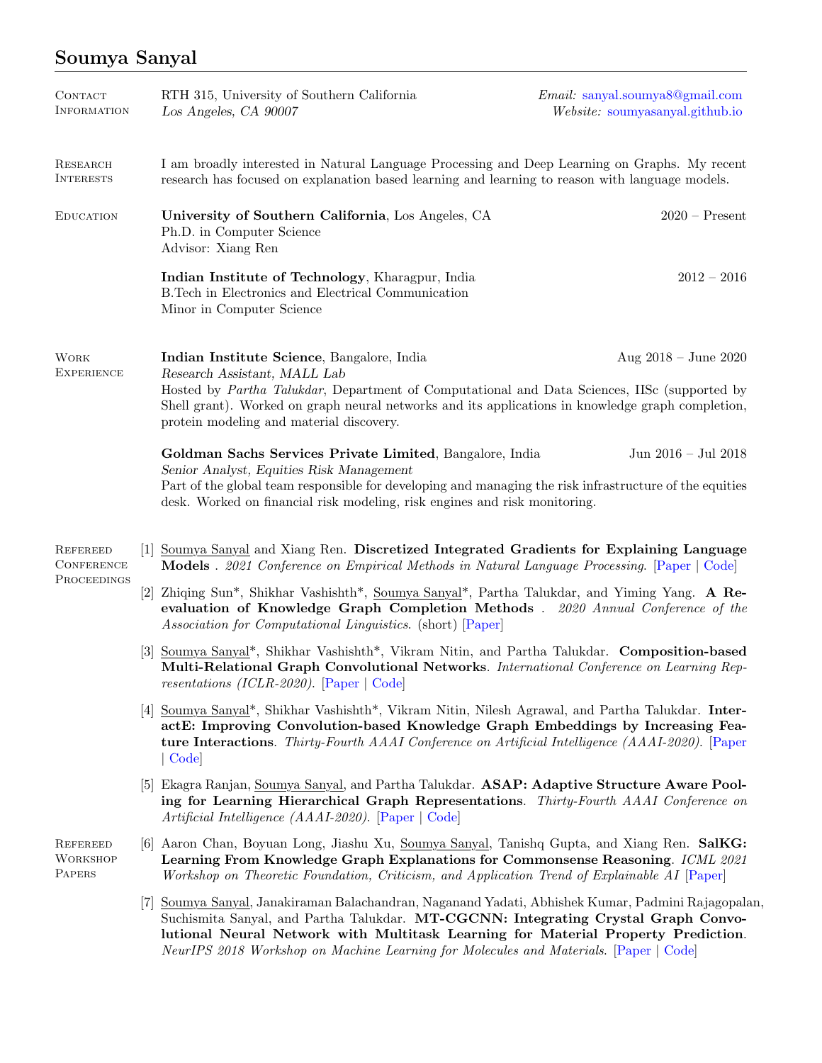# Soumya Sanyal

## Contact Information

RTH 315, University of Southern California
*Los Angeles, CA 90007*

*Email:* sanyal.soumya8@gmail.com
*Website:* soumyasanyal.github.io

## Research Interests

I am broadly interested in Natural Language Processing and Deep Learning on Graphs. My recent research has focused on explanation based learning and learning to reason with language models.

## Education

**University of Southern California**, Los Angeles, CA — 2020 – Present
Ph.D. in Computer Science
Advisor: Xiang Ren

**Indian Institute of Technology**, Kharagpur, India — 2012 – 2016
B.Tech in Electronics and Electrical Communication
Minor in Computer Science

## Work Experience

**Indian Institute Science**, Bangalore, India — Aug 2018 – June 2020
*Research Assistant, MALL Lab*
Hosted by *Partha Talukdar*, Department of Computational and Data Sciences, IISc (supported by Shell grant). Worked on graph neural networks and its applications in knowledge graph completion, protein modeling and material discovery.

**Goldman Sachs Services Private Limited**, Bangalore, India — Jun 2016 – Jul 2018
*Senior Analyst, Equities Risk Management*
Part of the global team responsible for developing and managing the risk infrastructure of the equities desk. Worked on financial risk modeling, risk engines and risk monitoring.

## Refereed Conference Proceedings

[1] Soumya Sanyal and Xiang Ren. **Discretized Integrated Gradients for Explaining Language Models** . *2021 Conference on Empirical Methods in Natural Language Processing*. [Paper | Code]

[2] Zhiqing Sun*, Shikhar Vashishth*, Soumya Sanyal*, Partha Talukdar, and Yiming Yang. **A Re-evaluation of Knowledge Graph Completion Methods** . *2020 Annual Conference of the Association for Computational Linguistics*. (short) [Paper]

[3] Soumya Sanyal*, Shikhar Vashishth*, Vikram Nitin, and Partha Talukdar. **Composition-based Multi-Relational Graph Convolutional Networks**. *International Conference on Learning Representations (ICLR-2020)*. [Paper | Code]

[4] Soumya Sanyal*, Shikhar Vashishth*, Vikram Nitin, Nilesh Agrawal, and Partha Talukdar. **InteractE: Improving Convolution-based Knowledge Graph Embeddings by Increasing Feature Interactions**. *Thirty-Fourth AAAI Conference on Artificial Intelligence (AAAI-2020)*. [Paper | Code]

[5] Ekagra Ranjan, Soumya Sanyal, and Partha Talukdar. **ASAP: Adaptive Structure Aware Pooling for Learning Hierarchical Graph Representations**. *Thirty-Fourth AAAI Conference on Artificial Intelligence (AAAI-2020)*. [Paper | Code]

## Refereed Workshop Papers

[6] Aaron Chan, Boyuan Long, Jiashu Xu, Soumya Sanyal, Tanishq Gupta, and Xiang Ren. **SalKG: Learning From Knowledge Graph Explanations for Commonsense Reasoning**. *ICML 2021 Workshop on Theoretic Foundation, Criticism, and Application Trend of Explainable AI* [Paper]

[7] Soumya Sanyal, Janakiraman Balachandran, Naganand Yadati, Abhishek Kumar, Padmini Rajagopalan, Suchismita Sanyal, and Partha Talukdar. **MT-CGCNN: Integrating Crystal Graph Convolutional Neural Network with Multitask Learning for Material Property Prediction**. *NeurIPS 2018 Workshop on Machine Learning for Molecules and Materials*. [Paper | Code]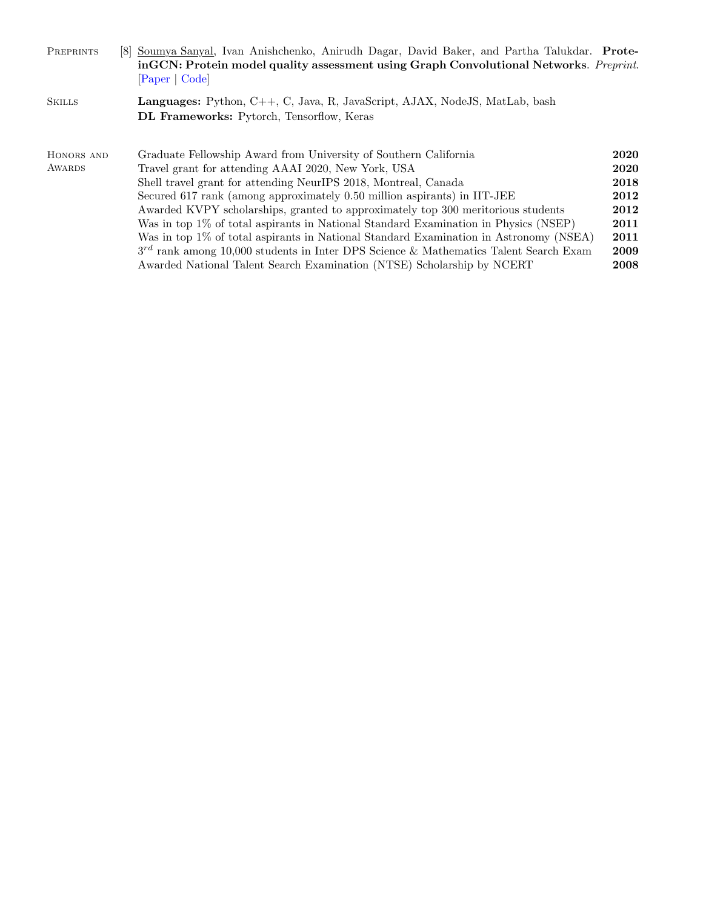## Preprints

[8] Soumya Sanyal, Ivan Anishchenko, Anirudh Dagar, David Baker, and Partha Talukdar. **ProteinGCN: Protein model quality assessment using Graph Convolutional Networks**. *Preprint.* [Paper | Code]

## Skills

**Languages:** Python, C++, C, Java, R, JavaScript, AJAX, NodeJS, MatLab, bash
**DL Frameworks:** Pytorch, Tensorflow, Keras

## Honors and Awards

| | |
|---|---|
| Graduate Fellowship Award from University of Southern California | **2020** |
| Travel grant for attending AAAI 2020, New York, USA | **2020** |
| Shell travel grant for attending NeurIPS 2018, Montreal, Canada | **2018** |
| Secured 617 rank (among approximately 0.50 million aspirants) in IIT-JEE | **2012** |
| Awarded KVPY scholarships, granted to approximately top 300 meritorious students | **2012** |
| Was in top 1% of total aspirants in National Standard Examination in Physics (NSEP) | **2011** |
| Was in top 1% of total aspirants in National Standard Examination in Astronomy (NSEA) | **2011** |
| $3^{rd}$ rank among 10,000 students in Inter DPS Science & Mathematics Talent Search Exam | **2009** |
| Awarded National Talent Search Examination (NTSE) Scholarship by NCERT | **2008** |